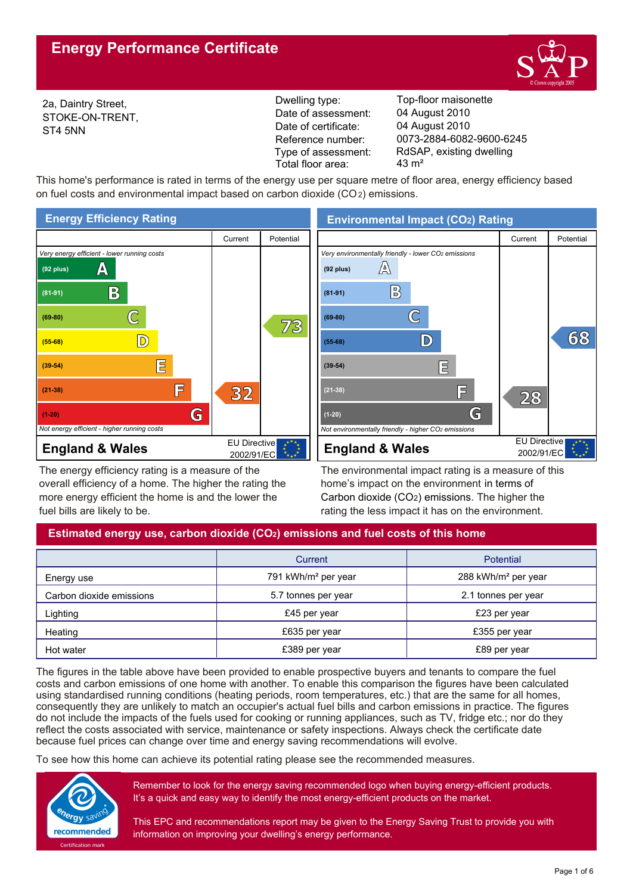# Energy Performance Certificate

2a, Daintry Street,
STOKE-ON-TRENT,
ST4 5NN

| | |
|---|---|
| Dwelling type: | Top-floor maisonette |
| Date of assessment: | 04 August 2010 |
| Date of certificate: | 04 August 2010 |
| Reference number: | 0073-2884-6082-9600-6245 |
| Type of assessment: | RdSAP, existing dwelling |
| Total floor area: | 43 m² |

This home's performance is rated in terms of the energy use per square metre of floor area, energy efficiency based on fuel costs and environmental impact based on carbon dioxide ($CO_2$) emissions.

## Energy Efficiency Rating

| Rating | Current | Potential |
|---|---|---|
| *Very energy efficient - lower running costs* | | |
| (92 plus) A | | |
| (81-91) B | | |
| (69-80) C | | 73 |
| (55-68) D | | |
| (39-54) E | | |
| (21-38) F | 32 | |
| (1-20) G | | |
| *Not energy efficient - higher running costs* | | |

England & Wales — EU Directive 2002/91/EC

The energy efficiency rating is a measure of the overall efficiency of a home. The higher the rating the more energy efficient the home is and the lower the fuel bills are likely to be.

## Environmental Impact ($CO_2$) Rating

| Rating | Current | Potential |
|---|---|---|
| *Very environmentally friendly - lower $CO_2$ emissions* | | |
| (92 plus) A | | |
| (81-91) B | | |
| (69-80) C | | |
| (55-68) D | | 68 |
| (39-54) E | | |
| (21-38) F | 28 | |
| (1-20) G | | |
| *Not environmentally friendly - higher $CO_2$ emissions* | | |

England & Wales — EU Directive 2002/91/EC

The environmental impact rating is a measure of this home's impact on the environment in terms of Carbon dioxide ($CO_2$) emissions. The higher the rating the less impact it has on the environment.

## Estimated energy use, carbon dioxide ($CO_2$) emissions and fuel costs of this home

| | Current | Potential |
|---|---|---|
| Energy use | 791 kWh/m² per year | 288 kWh/m² per year |
| Carbon dioxide emissions | 5.7 tonnes per year | 2.1 tonnes per year |
| Lighting | £45 per year | £23 per year |
| Heating | £635 per year | £355 per year |
| Hot water | £389 per year | £89 per year |

The figures in the table above have been provided to enable prospective buyers and tenants to compare the fuel costs and carbon emissions of one home with another. To enable this comparison the figures have been calculated using standardised running conditions (heating periods, room temperatures, etc.) that are the same for all homes, consequently they are unlikely to match an occupier's actual fuel bills and carbon emissions in practice. The figures do not include the impacts of the fuels used for cooking or running appliances, such as TV, fridge etc.; nor do they reflect the costs associated with service, maintenance or safety inspections. Always check the certificate date because fuel prices can change over time and energy saving recommendations will evolve.

To see how this home can achieve its potential rating please see the recommended measures.

energy saving recommended — Certification mark

Remember to look for the energy saving recommended logo when buying energy-efficient products. It's a quick and easy way to identify the most energy-efficient products on the market.

This EPC and recommendations report may be given to the Energy Saving Trust to provide you with information on improving your dwelling's energy performance.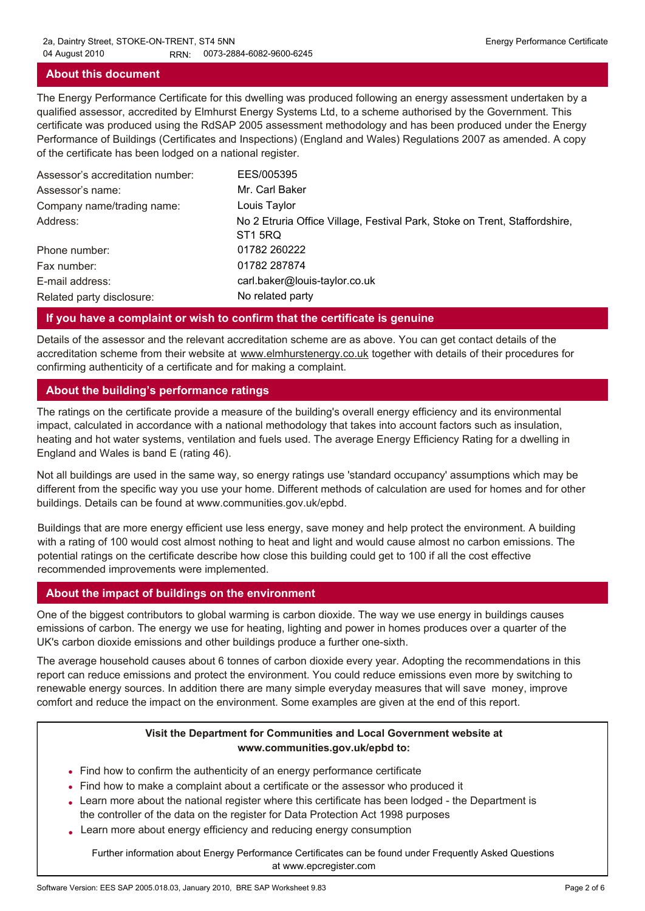## About this document

The Energy Performance Certificate for this dwelling was produced following an energy assessment undertaken by a qualified assessor, accredited by Elmhurst Energy Systems Ltd, to a scheme authorised by the Government. This certificate was produced using the RdSAP 2005 assessment methodology and has been produced under the Energy Performance of Buildings (Certificates and Inspections) (England and Wales) Regulations 2007 as amended. A copy of the certificate has been lodged on a national register.

| | |
|---|---|
| Assessor's accreditation number: | EES/005395 |
| Assessor's name: | Mr. Carl Baker |
| Company name/trading name: | Louis Taylor |
| Address: | No 2 Etruria Office Village, Festival Park, Stoke on Trent, Staffordshire, ST1 5RQ |
| Phone number: | 01782 260222 |
| Fax number: | 01782 287874 |
| E-mail address: | carl.baker@louis-taylor.co.uk |
| Related party disclosure: | No related party |

## If you have a complaint or wish to confirm that the certificate is genuine

Details of the assessor and the relevant accreditation scheme are as above. You can get contact details of the accreditation scheme from their website at www.elmhurstenergy.co.uk together with details of their procedures for confirming authenticity of a certificate and for making a complaint.

## About the building's performance ratings

The ratings on the certificate provide a measure of the building's overall energy efficiency and its environmental impact, calculated in accordance with a national methodology that takes into account factors such as insulation, heating and hot water systems, ventilation and fuels used. The average Energy Efficiency Rating for a dwelling in England and Wales is band E (rating 46).

Not all buildings are used in the same way, so energy ratings use 'standard occupancy' assumptions which may be different from the specific way you use your home. Different methods of calculation are used for homes and for other buildings. Details can be found at www.communities.gov.uk/epbd.

Buildings that are more energy efficient use less energy, save money and help protect the environment. A building with a rating of 100 would cost almost nothing to heat and light and would cause almost no carbon emissions. The potential ratings on the certificate describe how close this building could get to 100 if all the cost effective recommended improvements were implemented.

## About the impact of buildings on the environment

One of the biggest contributors to global warming is carbon dioxide. The way we use energy in buildings causes emissions of carbon. The energy we use for heating, lighting and power in homes produces over a quarter of the UK's carbon dioxide emissions and other buildings produce a further one-sixth.

The average household causes about 6 tonnes of carbon dioxide every year. Adopting the recommendations in this report can reduce emissions and protect the environment. You could reduce emissions even more by switching to renewable energy sources. In addition there are many simple everyday measures that will save money, improve comfort and reduce the impact on the environment. Some examples are given at the end of this report.

**Visit the Department for Communities and Local Government website at www.communities.gov.uk/epbd to:**

- Find how to confirm the authenticity of an energy performance certificate
- Find how to make a complaint about a certificate or the assessor who produced it
- Learn more about the national register where this certificate has been lodged - the Department is the controller of the data on the register for Data Protection Act 1998 purposes
- Learn more about energy efficiency and reducing energy consumption

Further information about Energy Performance Certificates can be found under Frequently Asked Questions at www.epcregister.com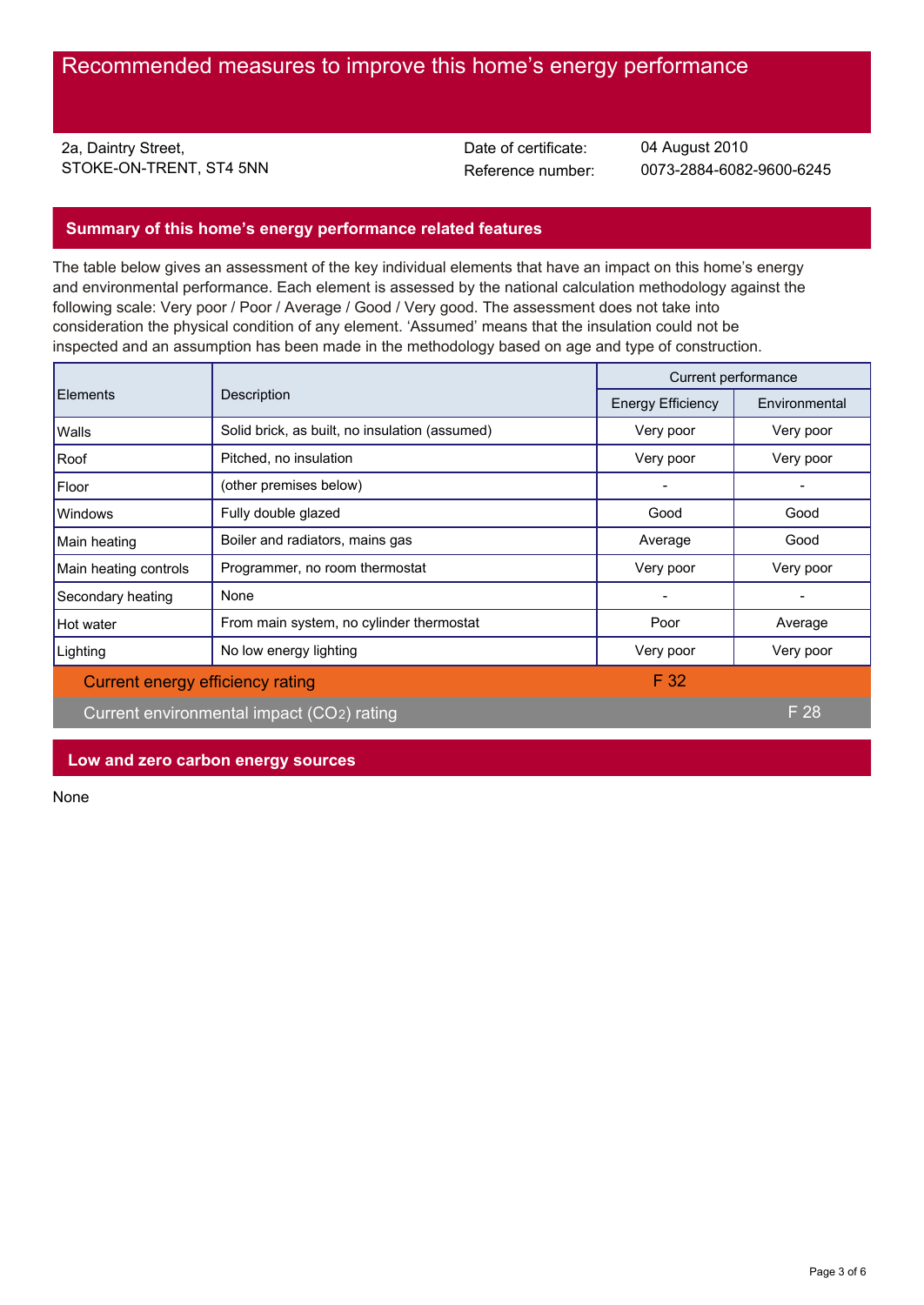# Recommended measures to improve this home's energy performance

2a, Daintry Street,
STOKE-ON-TRENT, ST4 5NN

Date of certificate: 04 August 2010
Reference number: 0073-2884-6082-9600-6245

## Summary of this home's energy performance related features

The table below gives an assessment of the key individual elements that have an impact on this home's energy and environmental performance. Each element is assessed by the national calculation methodology against the following scale: Very poor / Poor / Average / Good / Very good. The assessment does not take into consideration the physical condition of any element. 'Assumed' means that the insulation could not be inspected and an assumption has been made in the methodology based on age and type of construction.

| Elements | Description | Current performance | |
|---|---|---|---|
| | | Energy Efficiency | Environmental |
| Walls | Solid brick, as built, no insulation (assumed) | Very poor | Very poor |
| Roof | Pitched, no insulation | Very poor | Very poor |
| Floor | (other premises below) | - | - |
| Windows | Fully double glazed | Good | Good |
| Main heating | Boiler and radiators, mains gas | Average | Good |
| Main heating controls | Programmer, no room thermostat | Very poor | Very poor |
| Secondary heating | None | - | - |
| Hot water | From main system, no cylinder thermostat | Poor | Average |
| Lighting | No low energy lighting | Very poor | Very poor |
| Current energy efficiency rating | | F 32 | |
| Current environmental impact ($CO_2$) rating | | | F 28 |

## Low and zero carbon energy sources

None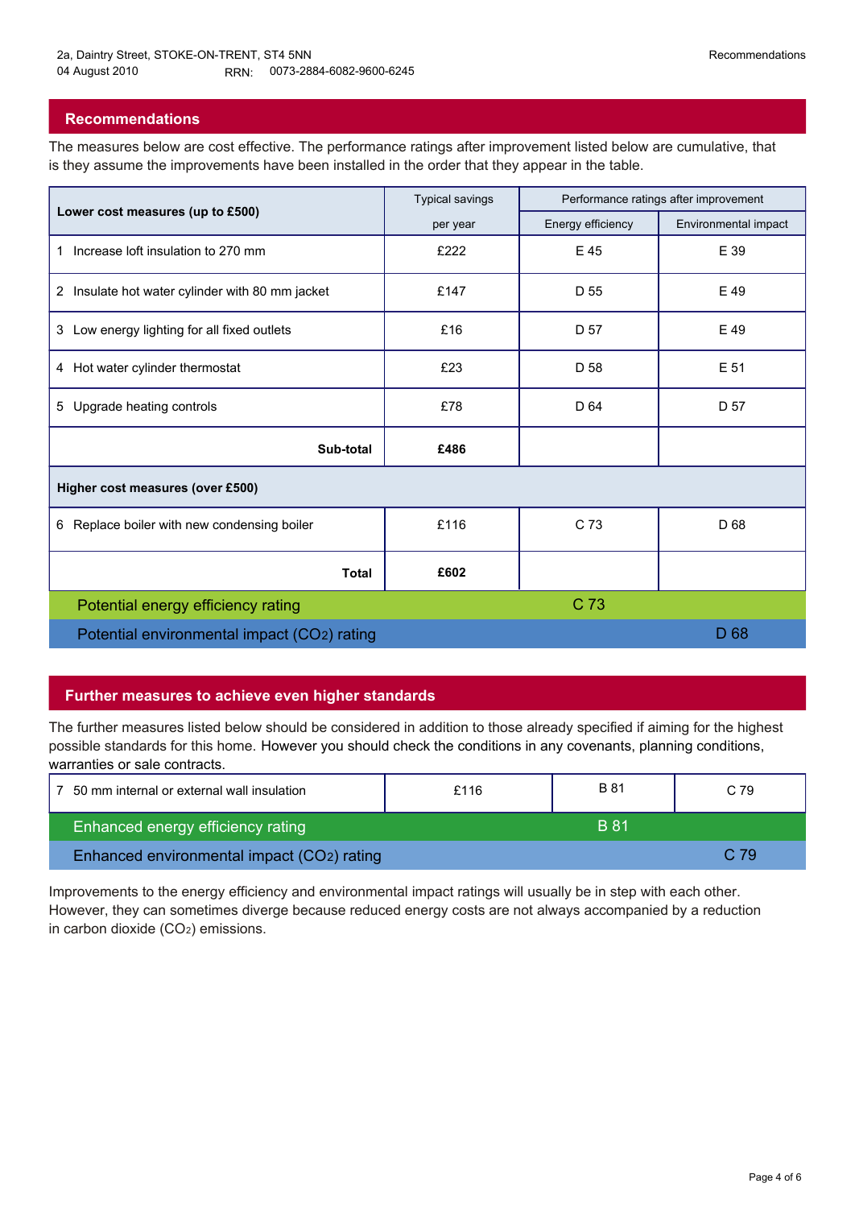2a, Daintry Street, STOKE-ON-TRENT, ST4 5NN
04 August 2010 RRN: 0073-2884-6082-9600-6245

## Recommendations

The measures below are cost effective. The performance ratings after improvement listed below are cumulative, that is they assume the improvements have been installed in the order that they appear in the table.

| Lower cost measures (up to £500) | Typical savings per year | Performance ratings after improvement | |
|---|---|---|---|
| | | Energy efficiency | Environmental impact |
| 1 Increase loft insulation to 270 mm | £222 | E 45 | E 39 |
| 2 Insulate hot water cylinder with 80 mm jacket | £147 | D 55 | E 49 |
| 3 Low energy lighting for all fixed outlets | £16 | D 57 | E 49 |
| 4 Hot water cylinder thermostat | £23 | D 58 | E 51 |
| 5 Upgrade heating controls | £78 | D 64 | D 57 |
| **Sub-total** | **£486** | | |
| **Higher cost measures (over £500)** | | | |
| 6 Replace boiler with new condensing boiler | £116 | C 73 | D 68 |
| **Total** | **£602** | | |
| Potential energy efficiency rating | | C 73 | |
| Potential environmental impact ($CO_2$) rating | | | D 68 |

## Further measures to achieve even higher standards

The further measures listed below should be considered in addition to those already specified if aiming for the highest possible standards for this home. However you should check the conditions in any covenants, planning conditions, warranties or sale contracts.

| | | | |
|---|---|---|---|
| 7 50 mm internal or external wall insulation | £116 | B 81 | C 79 |
| Enhanced energy efficiency rating | | B 81 | |
| Enhanced environmental impact ($CO_2$) rating | | | C 79 |

Improvements to the energy efficiency and environmental impact ratings will usually be in step with each other. However, they can sometimes diverge because reduced energy costs are not always accompanied by a reduction in carbon dioxide ($CO_2$) emissions.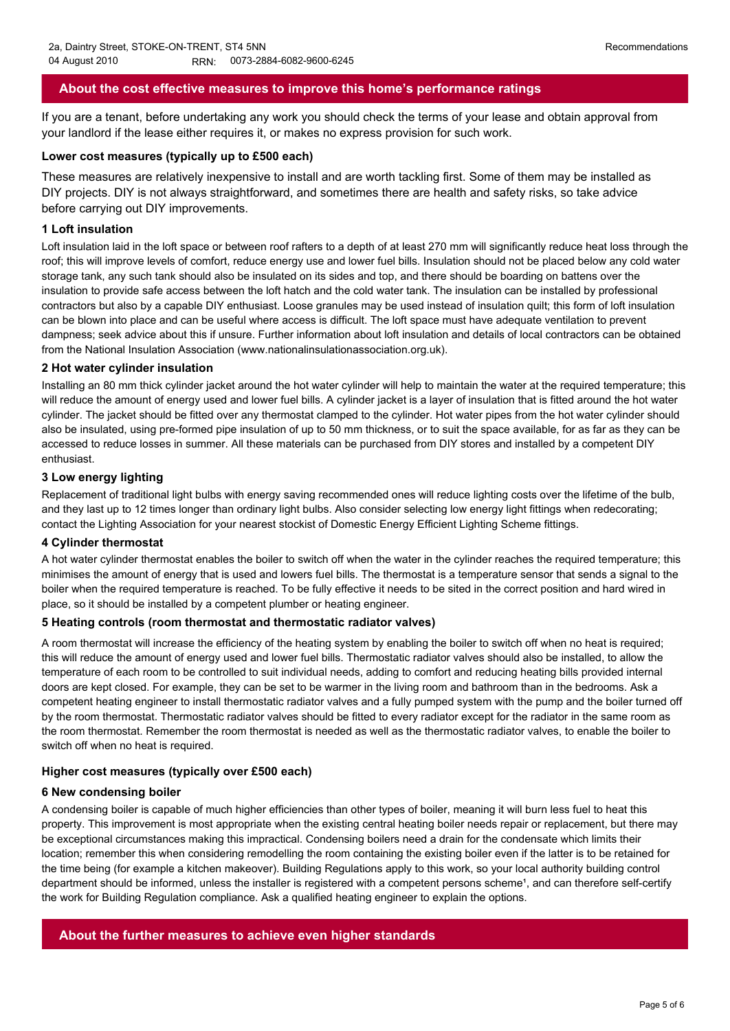## About the cost effective measures to improve this home's performance ratings

If you are a tenant, before undertaking any work you should check the terms of your lease and obtain approval from your landlord if the lease either requires it, or makes no express provision for such work.

### Lower cost measures (typically up to £500 each)

These measures are relatively inexpensive to install and are worth tackling first. Some of them may be installed as DIY projects. DIY is not always straightforward, and sometimes there are health and safety risks, so take advice before carrying out DIY improvements.

#### 1 Loft insulation

Loft insulation laid in the loft space or between roof rafters to a depth of at least 270 mm will significantly reduce heat loss through the roof; this will improve levels of comfort, reduce energy use and lower fuel bills. Insulation should not be placed below any cold water storage tank, any such tank should also be insulated on its sides and top, and there should be boarding on battens over the insulation to provide safe access between the loft hatch and the cold water tank. The insulation can be installed by professional contractors but also by a capable DIY enthusiast. Loose granules may be used instead of insulation quilt; this form of loft insulation can be blown into place and can be useful where access is difficult. The loft space must have adequate ventilation to prevent dampness; seek advice about this if unsure. Further information about loft insulation and details of local contractors can be obtained from the National Insulation Association (www.nationalinsulationassociation.org.uk).

#### 2 Hot water cylinder insulation

Installing an 80 mm thick cylinder jacket around the hot water cylinder will help to maintain the water at the required temperature; this will reduce the amount of energy used and lower fuel bills. A cylinder jacket is a layer of insulation that is fitted around the hot water cylinder. The jacket should be fitted over any thermostat clamped to the cylinder. Hot water pipes from the hot water cylinder should also be insulated, using pre-formed pipe insulation of up to 50 mm thickness, or to suit the space available, for as far as they can be accessed to reduce losses in summer. All these materials can be purchased from DIY stores and installed by a competent DIY enthusiast.

#### 3 Low energy lighting

Replacement of traditional light bulbs with energy saving recommended ones will reduce lighting costs over the lifetime of the bulb, and they last up to 12 times longer than ordinary light bulbs. Also consider selecting low energy light fittings when redecorating; contact the Lighting Association for your nearest stockist of Domestic Energy Efficient Lighting Scheme fittings.

#### 4 Cylinder thermostat

A hot water cylinder thermostat enables the boiler to switch off when the water in the cylinder reaches the required temperature; this minimises the amount of energy that is used and lowers fuel bills. The thermostat is a temperature sensor that sends a signal to the boiler when the required temperature is reached. To be fully effective it needs to be sited in the correct position and hard wired in place, so it should be installed by a competent plumber or heating engineer.

#### 5 Heating controls (room thermostat and thermostatic radiator valves)

A room thermostat will increase the efficiency of the heating system by enabling the boiler to switch off when no heat is required; this will reduce the amount of energy used and lower fuel bills. Thermostatic radiator valves should also be installed, to allow the temperature of each room to be controlled to suit individual needs, adding to comfort and reducing heating bills provided internal doors are kept closed. For example, they can be set to be warmer in the living room and bathroom than in the bedrooms. Ask a competent heating engineer to install thermostatic radiator valves and a fully pumped system with the pump and the boiler turned off by the room thermostat. Thermostatic radiator valves should be fitted to every radiator except for the radiator in the same room as the room thermostat. Remember the room thermostat is needed as well as the thermostatic radiator valves, to enable the boiler to switch off when no heat is required.

### Higher cost measures (typically over £500 each)

#### 6 New condensing boiler

A condensing boiler is capable of much higher efficiencies than other types of boiler, meaning it will burn less fuel to heat this property. This improvement is most appropriate when the existing central heating boiler needs repair or replacement, but there may be exceptional circumstances making this impractical. Condensing boilers need a drain for the condensate which limits their location; remember this when considering remodelling the room containing the existing boiler even if the latter is to be retained for the time being (for example a kitchen makeover). Building Regulations apply to this work, so your local authority building control department should be informed, unless the installer is registered with a competent persons scheme[1], and can therefore self-certify the work for Building Regulation compliance. Ask a qualified heating engineer to explain the options.

## About the further measures to achieve even higher standards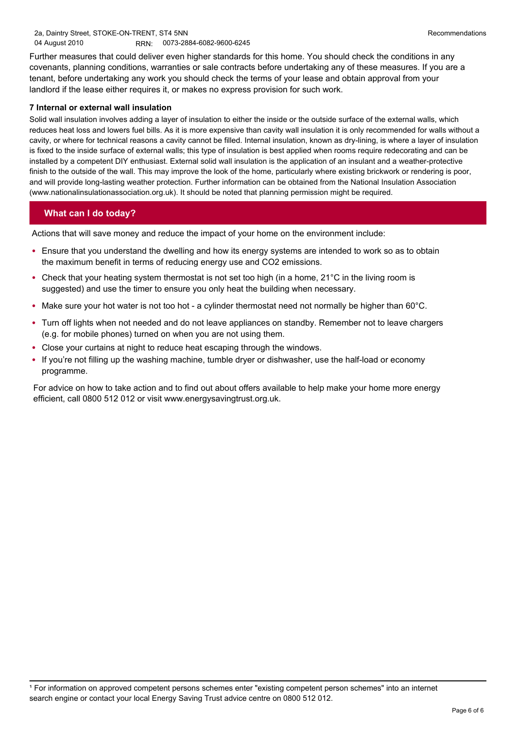Further measures that could deliver even higher standards for this home. You should check the conditions in any covenants, planning conditions, warranties or sale contracts before undertaking any of these measures. If you are a tenant, before undertaking any work you should check the terms of your lease and obtain approval from your landlord if the lease either requires it, or makes no express provision for such work.

**7 Internal or external wall insulation**

Solid wall insulation involves adding a layer of insulation to either the inside or the outside surface of the external walls, which reduces heat loss and lowers fuel bills. As it is more expensive than cavity wall insulation it is only recommended for walls without a cavity, or where for technical reasons a cavity cannot be filled. Internal insulation, known as dry-lining, is where a layer of insulation is fixed to the inside surface of external walls; this type of insulation is best applied when rooms require redecorating and can be installed by a competent DIY enthusiast. External solid wall insulation is the application of an insulant and a weather-protective finish to the outside of the wall. This may improve the look of the home, particularly where existing brickwork or rendering is poor, and will provide long-lasting weather protection. Further information can be obtained from the National Insulation Association (www.nationalinsulationassociation.org.uk). It should be noted that planning permission might be required.

## What can I do today?

Actions that will save money and reduce the impact of your home on the environment include:

- Ensure that you understand the dwelling and how its energy systems are intended to work so as to obtain the maximum benefit in terms of reducing energy use and $CO_2$ emissions.
- Check that your heating system thermostat is not set too high (in a home, 21°C in the living room is suggested) and use the timer to ensure you only heat the building when necessary.
- Make sure your hot water is not too hot - a cylinder thermostat need not normally be higher than 60°C.
- Turn off lights when not needed and do not leave appliances on standby. Remember not to leave chargers (e.g. for mobile phones) turned on when you are not using them.
- Close your curtains at night to reduce heat escaping through the windows.
- If you're not filling up the washing machine, tumble dryer or dishwasher, use the half-load or economy programme.

For advice on how to take action and to find out about offers available to help make your home more energy efficient, call 0800 512 012 or visit www.energysavingtrust.org.uk.

[1] For information on approved competent persons schemes enter "existing competent person schemes" into an internet search engine or contact your local Energy Saving Trust advice centre on 0800 512 012.